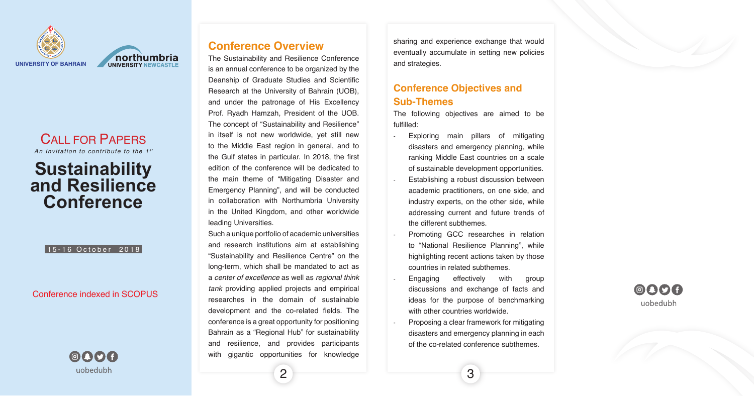UNIVERSITY OF BAHRAIN

northumbria UNIVERSITY NEWCASTLE

CALL FOR PAPERS

*An Invitation to contribute to the 1st*

# Sustainability and Resilience Conference

15-16 October 2018

Conference indexed in SCOPUS

uobedubh

## Conference Overview

The Sustainability and Resilience Conference is an annual conference to be organized by the Deanship of Graduate Studies and Scientific Research at the University of Bahrain (UOB), and under the patronage of His Excellency Prof. Ryadh Hamzah, President of the UOB. The concept of "Sustainability and Resilience" in itself is not new worldwide, yet still new to the Middle East region in general, and to the Gulf states in particular. In 2018, the first edition of the conference will be dedicated to the main theme of "Mitigating Disaster and Emergency Planning", and will be conducted in collaboration with Northumbria University in the United Kingdom, and other worldwide leading Universities.

Such a unique portfolio of academic universities and research institutions aim at establishing "Sustainability and Resilience Centre" on the long-term, which shall be mandated to act as a *center of excellence* as well as *regional think tank* providing applied projects and empirical researches in the domain of sustainable development and the co-related fields. The conference is a great opportunity for positioning Bahrain as a "Regional Hub" for sustainability and resilience, and provides participants with gigantic opportunities for knowledge sharing and experience exchange that would eventually accumulate in setting new policies and strategies.

## Conference Objectives and Sub-Themes

The following objectives are aimed to be fulfilled:

- Exploring main pillars of mitigating disasters and emergency planning, while ranking Middle East countries on a scale of sustainable development opportunities.
- Establishing a robust discussion between academic practitioners, on one side, and industry experts, on the other side, while addressing current and future trends of the different subthemes.
- Promoting GCC researches in relation to "National Resilience Planning", while highlighting recent actions taken by those countries in related subthemes.
- Engaging effectively with group discussions and exchange of facts and ideas for the purpose of benchmarking with other countries worldwide.
- Proposing a clear framework for mitigating disasters and emergency planning in each of the co-related conference subthemes.

uobedubh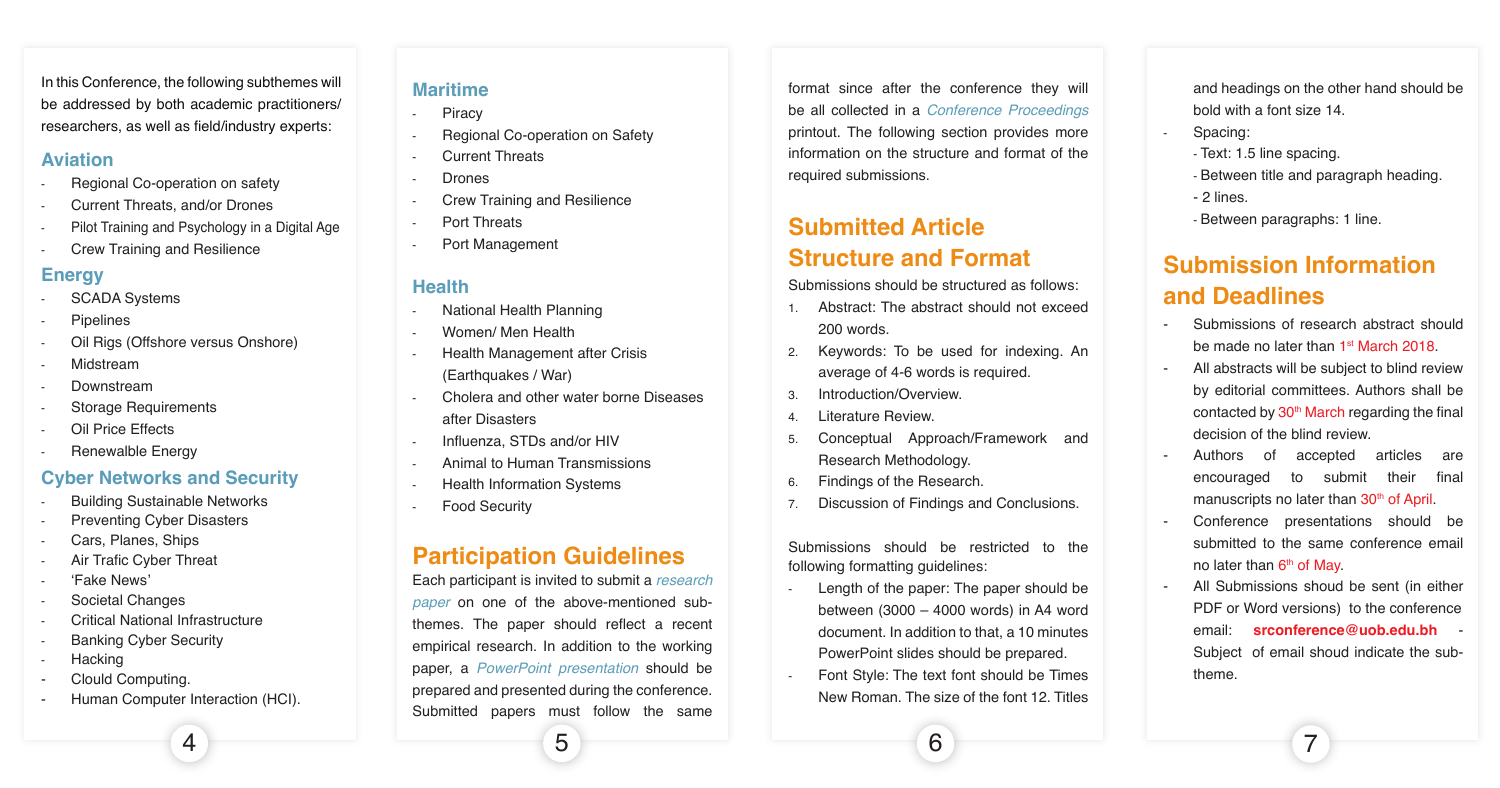In this Conference, the following subthemes will be addressed by both academic practitioners/ researchers, as well as field/industry experts:

### Aviation

- Regional Co-operation on safety
- Current Threats, and/or Drones
- Pilot Training and Psychology in a Digital Age
- Crew Training and Resilience

### Energy

- SCADA Systems
- Pipelines
- Oil Rigs (Offshore versus Onshore)
- Midstream
- Downstream
- Storage Requirements
- Oil Price Effects
- Renewalble Energy

### Cyber Networks and Security

- Building Sustainable Networks
- Preventing Cyber Disasters
- Cars, Planes, Ships
- Air Trafic Cyber Threat
- 'Fake News'
- Societal Changes
- Critical National Infrastructure
- Banking Cyber Security
- Hacking
- Clould Computing.
- Human Computer Interaction (HCI).

### Maritime

- Piracy
- Regional Co-operation on Safety
- Current Threats
- Drones
- Crew Training and Resilience
- Port Threats
- Port Management

### Health

- National Health Planning
- Women/ Men Health
- Health Management after Crisis (Earthquakes / War)
- Cholera and other water borne Diseases after Disasters
- Influenza, STDs and/or HIV
- Animal to Human Transmissions
- Health Information Systems
- Food Security

## Participation Guidelines

Each participant is invited to submit a *research paper* on one of the above-mentioned sub-themes. The paper should reflect a recent empirical research. In addition to the working paper, a *PowerPoint presentation* should be prepared and presented during the conference. Submitted papers must follow the same format since after the conference they will be all collected in a *Conference Proceedings* printout. The following section provides more information on the structure and format of the required submissions.

## Submitted Article Structure and Format

Submissions should be structured as follows:

1. Abstract: The abstract should not exceed 200 words.
2. Keywords: To be used for indexing. An average of 4-6 words is required.
3. Introduction/Overview.
4. Literature Review.
5. Conceptual Approach/Framework and Research Methodology.
6. Findings of the Research.
7. Discussion of Findings and Conclusions.

Submissions should be restricted to the following formatting guidelines:

- Length of the paper: The paper should be between (3000 – 4000 words) in A4 word document. In addition to that, a 10 minutes PowerPoint slides should be prepared.
- Font Style: The text font should be Times New Roman. The size of the font 12. Titles and headings on the other hand should be bold with a font size 14.
- Spacing:
  - Text: 1.5 line spacing.
  - Between title and paragraph heading.
  - 2 lines.
  - Between paragraphs: 1 line.

## Submission Information and Deadlines

- Submissions of research abstract should be made no later than 1st March 2018.
- All abstracts will be subject to blind review by editorial committees. Authors shall be contacted by 30th March regarding the final decision of the blind review.
- Authors of accepted articles are encouraged to submit their final manuscripts no later than 30th of April.
- Conference presentations should be submitted to the same conference email no later than 6th of May.
- All Submissions shoud be sent (in either PDF or Word versions) to the conference email: **srconference@uob.edu.bh** - Subject of email shoud indicate the sub-theme.